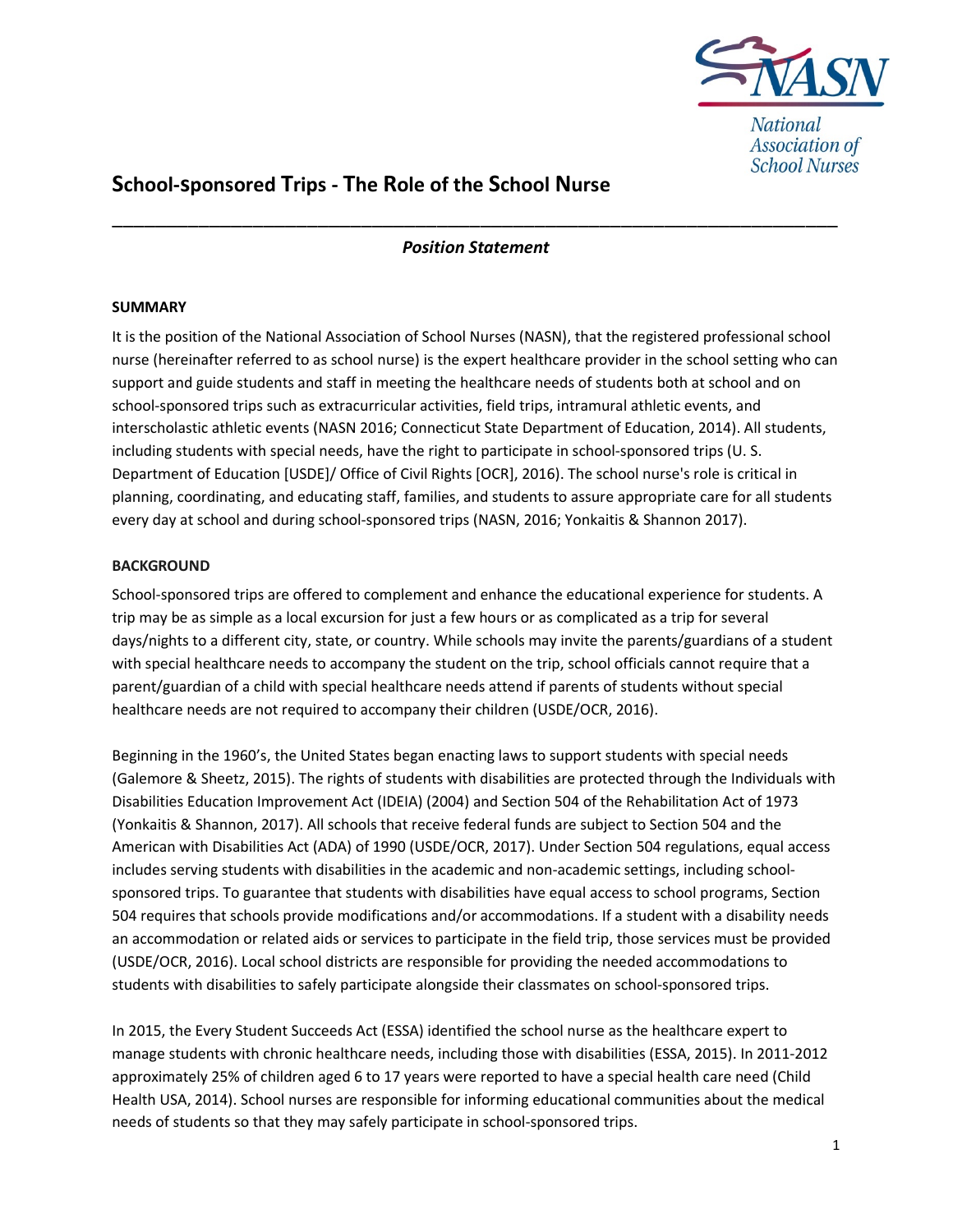# School-sponsored Trips - The Role of the School Nurse

***Position Statement***

## SUMMARY

It is the position of the National Association of School Nurses (NASN), that the registered professional school nurse (hereinafter referred to as school nurse) is the expert healthcare provider in the school setting who can support and guide students and staff in meeting the healthcare needs of students both at school and on school-sponsored trips such as extracurricular activities, field trips, intramural athletic events, and interscholastic athletic events (NASN 2016; Connecticut State Department of Education, 2014). All students, including students with special needs, have the right to participate in school-sponsored trips (U. S. Department of Education [USDE]/ Office of Civil Rights [OCR], 2016). The school nurse's role is critical in planning, coordinating, and educating staff, families, and students to assure appropriate care for all students every day at school and during school-sponsored trips (NASN, 2016; Yonkaitis & Shannon 2017).

## BACKGROUND

School-sponsored trips are offered to complement and enhance the educational experience for students. A trip may be as simple as a local excursion for just a few hours or as complicated as a trip for several days/nights to a different city, state, or country. While schools may invite the parents/guardians of a student with special healthcare needs to accompany the student on the trip, school officials cannot require that a parent/guardian of a child with special healthcare needs attend if parents of students without special healthcare needs are not required to accompany their children (USDE/OCR, 2016).

Beginning in the 1960's, the United States began enacting laws to support students with special needs (Galemore & Sheetz, 2015). The rights of students with disabilities are protected through the Individuals with Disabilities Education Improvement Act (IDEIA) (2004) and Section 504 of the Rehabilitation Act of 1973 (Yonkaitis & Shannon, 2017). All schools that receive federal funds are subject to Section 504 and the American with Disabilities Act (ADA) of 1990 (USDE/OCR, 2017). Under Section 504 regulations, equal access includes serving students with disabilities in the academic and non-academic settings, including school-sponsored trips. To guarantee that students with disabilities have equal access to school programs, Section 504 requires that schools provide modifications and/or accommodations. If a student with a disability needs an accommodation or related aids or services to participate in the field trip, those services must be provided (USDE/OCR, 2016). Local school districts are responsible for providing the needed accommodations to students with disabilities to safely participate alongside their classmates on school-sponsored trips.

In 2015, the Every Student Succeeds Act (ESSA) identified the school nurse as the healthcare expert to manage students with chronic healthcare needs, including those with disabilities (ESSA, 2015). In 2011-2012 approximately 25% of children aged 6 to 17 years were reported to have a special health care need (Child Health USA, 2014). School nurses are responsible for informing educational communities about the medical needs of students so that they may safely participate in school-sponsored trips.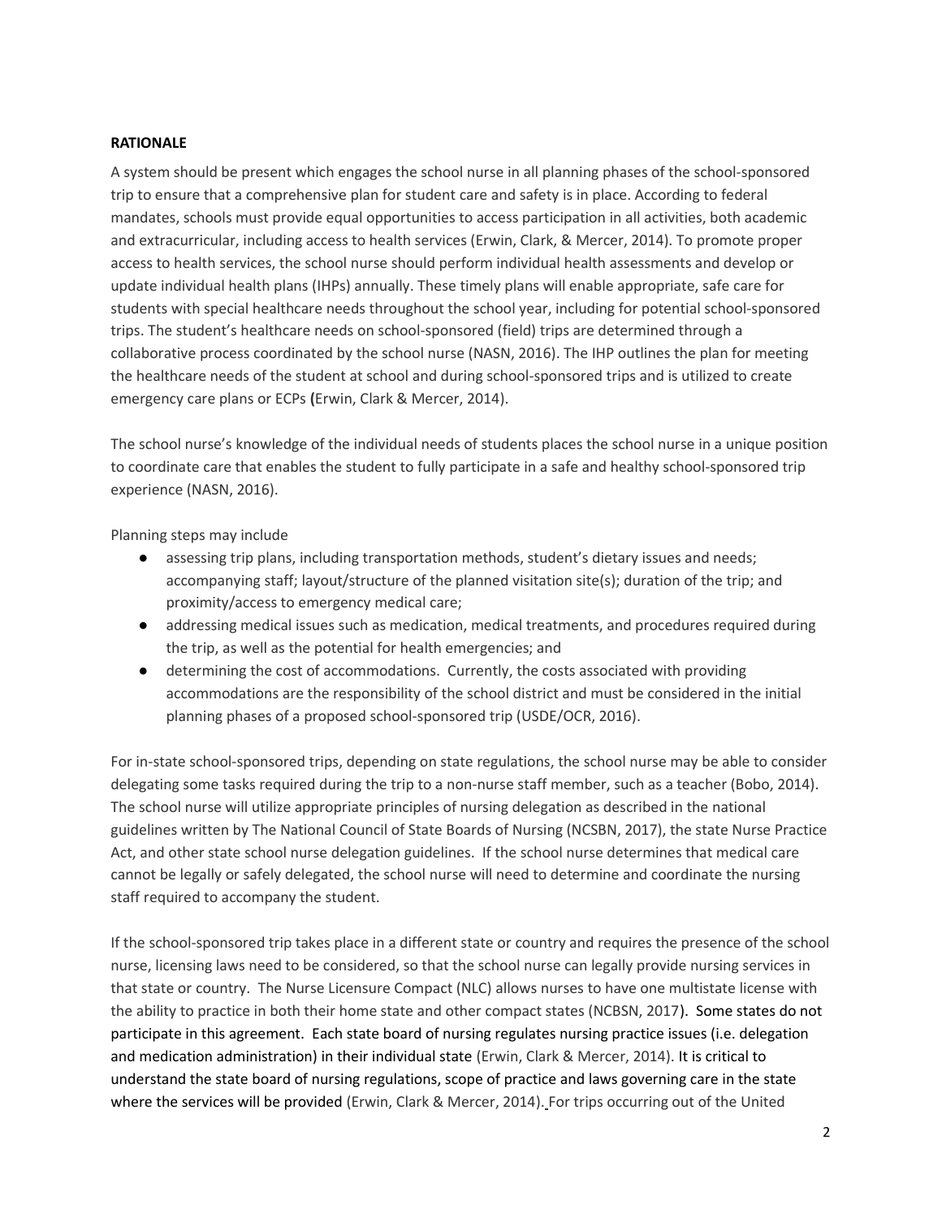## RATIONALE

A system should be present which engages the school nurse in all planning phases of the school-sponsored trip to ensure that a comprehensive plan for student care and safety is in place. According to federal mandates, schools must provide equal opportunities to access participation in all activities, both academic and extracurricular, including access to health services (Erwin, Clark, & Mercer, 2014). To promote proper access to health services, the school nurse should perform individual health assessments and develop or update individual health plans (IHPs) annually. These timely plans will enable appropriate, safe care for students with special healthcare needs throughout the school year, including for potential school-sponsored trips. The student's healthcare needs on school-sponsored (field) trips are determined through a collaborative process coordinated by the school nurse (NASN, 2016). The IHP outlines the plan for meeting the healthcare needs of the student at school and during school-sponsored trips and is utilized to create emergency care plans or ECPs **(**Erwin, Clark & Mercer, 2014).

The school nurse's knowledge of the individual needs of students places the school nurse in a unique position to coordinate care that enables the student to fully participate in a safe and healthy school-sponsored trip experience (NASN, 2016).

Planning steps may include

- assessing trip plans, including transportation methods, student's dietary issues and needs; accompanying staff; layout/structure of the planned visitation site(s); duration of the trip; and proximity/access to emergency medical care;
- addressing medical issues such as medication, medical treatments, and procedures required during the trip, as well as the potential for health emergencies; and
- determining the cost of accommodations. Currently, the costs associated with providing accommodations are the responsibility of the school district and must be considered in the initial planning phases of a proposed school-sponsored trip (USDE/OCR, 2016).

For in-state school-sponsored trips, depending on state regulations, the school nurse may be able to consider delegating some tasks required during the trip to a non-nurse staff member, such as a teacher (Bobo, 2014). The school nurse will utilize appropriate principles of nursing delegation as described in the national guidelines written by The National Council of State Boards of Nursing (NCSBN, 2017), the state Nurse Practice Act, and other state school nurse delegation guidelines. If the school nurse determines that medical care cannot be legally or safely delegated, the school nurse will need to determine and coordinate the nursing staff required to accompany the student.

If the school-sponsored trip takes place in a different state or country and requires the presence of the school nurse, licensing laws need to be considered, so that the school nurse can legally provide nursing services in that state or country. The Nurse Licensure Compact (NLC) allows nurses to have one multistate license with the ability to practice in both their home state and other compact states (NCBSN, 2017). Some states do not participate in this agreement. Each state board of nursing regulates nursing practice issues (i.e. delegation and medication administration) in their individual state (Erwin, Clark & Mercer, 2014). It is critical to understand the state board of nursing regulations, scope of practice and laws governing care in the state where the services will be provided (Erwin, Clark & Mercer, 2014). For trips occurring out of the United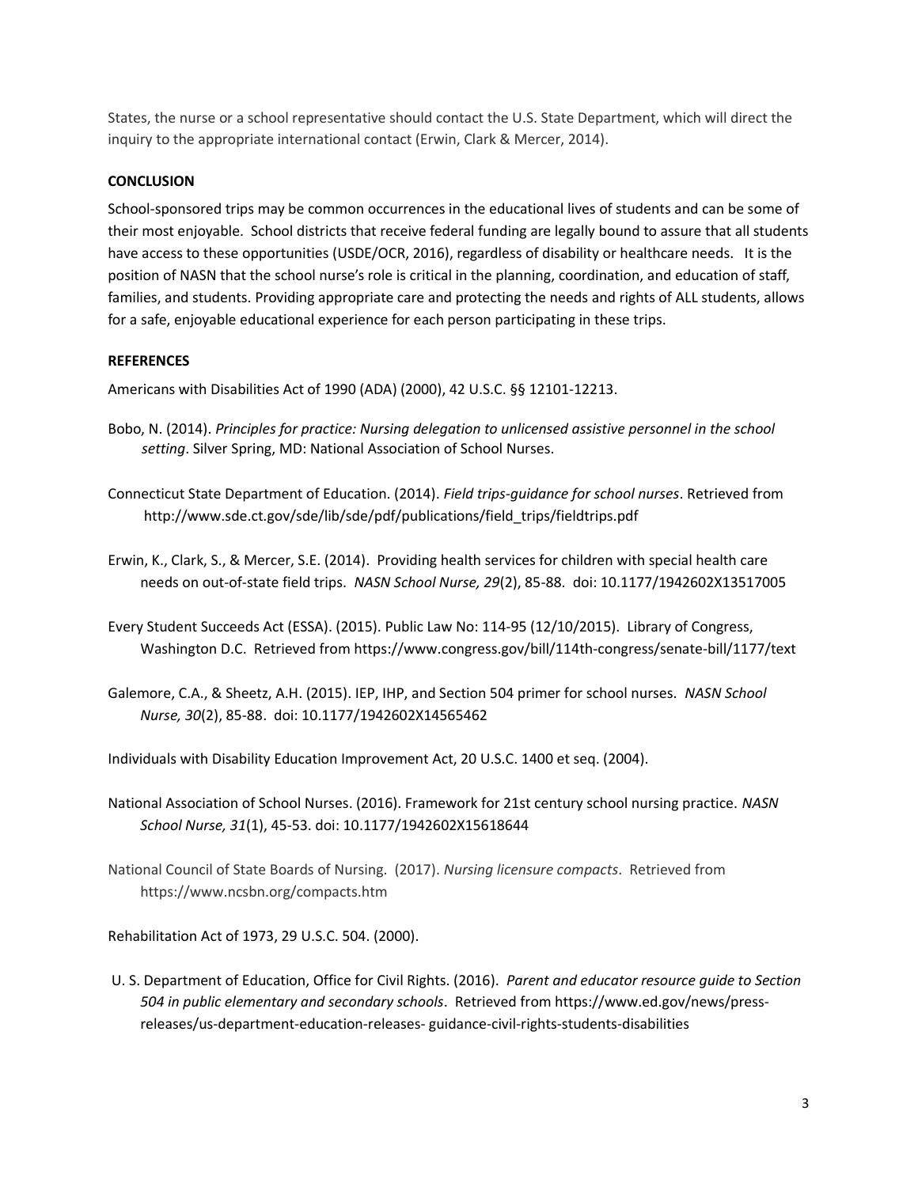States, the nurse or a school representative should contact the U.S. State Department, which will direct the inquiry to the appropriate international contact (Erwin, Clark & Mercer, 2014).

## CONCLUSION

School-sponsored trips may be common occurrences in the educational lives of students and can be some of their most enjoyable. School districts that receive federal funding are legally bound to assure that all students have access to these opportunities (USDE/OCR, 2016), regardless of disability or healthcare needs. It is the position of NASN that the school nurse's role is critical in the planning, coordination, and education of staff, families, and students. Providing appropriate care and protecting the needs and rights of ALL students, allows for a safe, enjoyable educational experience for each person participating in these trips.

## REFERENCES

Americans with Disabilities Act of 1990 (ADA) (2000), 42 U.S.C. §§ 12101-12213.

Bobo, N. (2014). *Principles for practice: Nursing delegation to unlicensed assistive personnel in the school setting*. Silver Spring, MD: National Association of School Nurses.

Connecticut State Department of Education. (2014). *Field trips-guidance for school nurses*. Retrieved from http://www.sde.ct.gov/sde/lib/sde/pdf/publications/field_trips/fieldtrips.pdf

Erwin, K., Clark, S., & Mercer, S.E. (2014). Providing health services for children with special health care needs on out-of-state field trips. *NASN School Nurse, 29*(2), 85-88. doi: 10.1177/1942602X13517005

Every Student Succeeds Act (ESSA). (2015). Public Law No: 114-95 (12/10/2015). Library of Congress, Washington D.C. Retrieved from https://www.congress.gov/bill/114th-congress/senate-bill/1177/text

Galemore, C.A., & Sheetz, A.H. (2015). IEP, IHP, and Section 504 primer for school nurses. *NASN School Nurse, 30*(2), 85-88. doi: 10.1177/1942602X14565462

Individuals with Disability Education Improvement Act, 20 U.S.C. 1400 et seq. (2004).

National Association of School Nurses. (2016). Framework for 21st century school nursing practice. *NASN School Nurse, 31*(1), 45-53. doi: 10.1177/1942602X15618644

National Council of State Boards of Nursing. (2017). *Nursing licensure compacts*. Retrieved from https://www.ncsbn.org/compacts.htm

Rehabilitation Act of 1973, 29 U.S.C. 504. (2000).

U. S. Department of Education, Office for Civil Rights. (2016). *Parent and educator resource guide to Section 504 in public elementary and secondary schools*. Retrieved from https://www.ed.gov/news/press-releases/us-department-education-releases- guidance-civil-rights-students-disabilities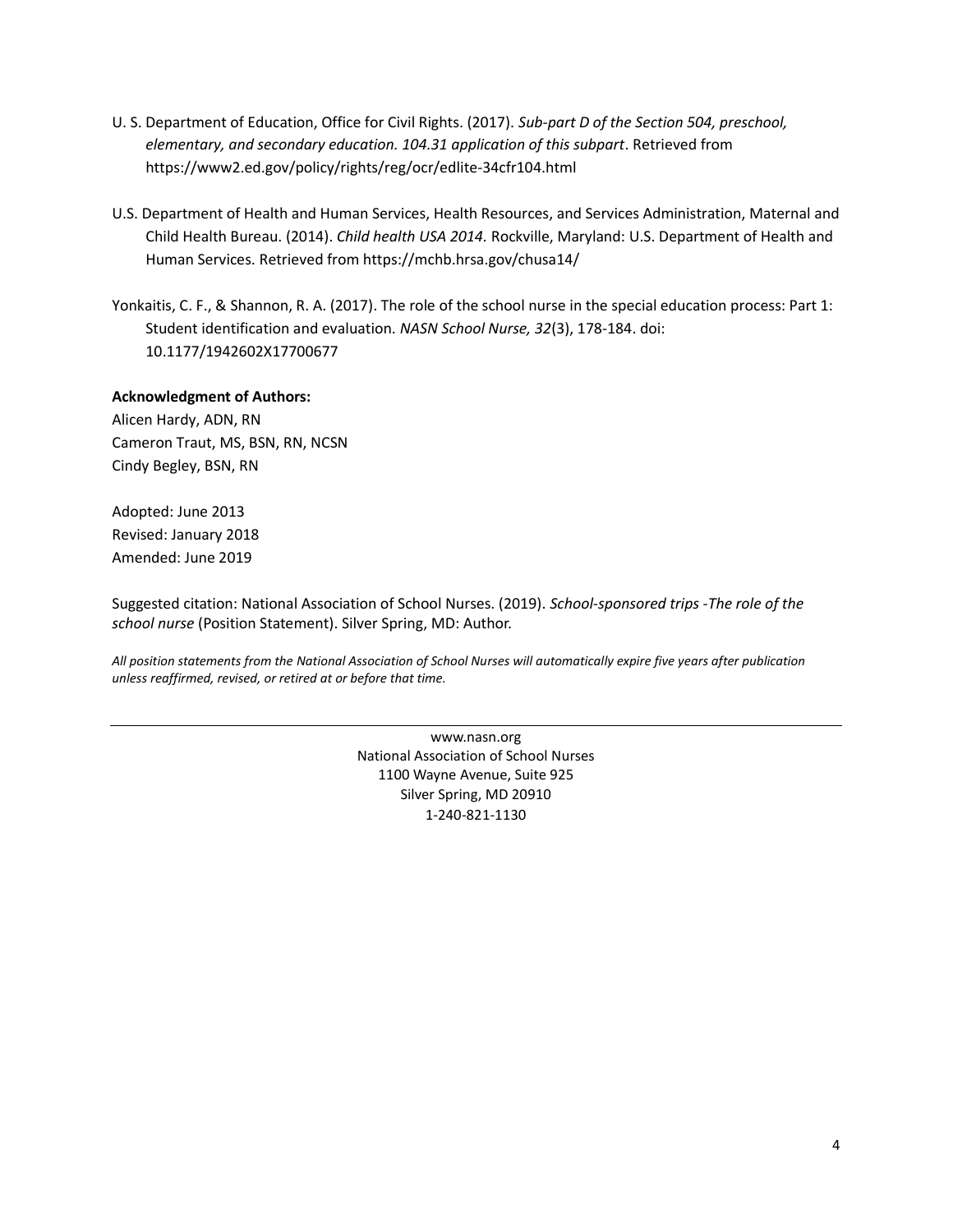U. S. Department of Education, Office for Civil Rights. (2017). *Sub-part D of the Section 504, preschool, elementary, and secondary education. 104.31 application of this subpart*. Retrieved from https://www2.ed.gov/policy/rights/reg/ocr/edlite-34cfr104.html

U.S. Department of Health and Human Services, Health Resources, and Services Administration, Maternal and Child Health Bureau. (2014). *Child health USA 2014.* Rockville, Maryland: U.S. Department of Health and Human Services. Retrieved from https://mchb.hrsa.gov/chusa14/

Yonkaitis, C. F., & Shannon, R. A. (2017). The role of the school nurse in the special education process: Part 1: Student identification and evaluation. *NASN School Nurse, 32*(3), 178-184. doi: 10.1177/1942602X17700677

**Acknowledgment of Authors:**

Alicen Hardy, ADN, RN
Cameron Traut, MS, BSN, RN, NCSN
Cindy Begley, BSN, RN

Adopted: June 2013
Revised: January 2018
Amended: June 2019

Suggested citation: National Association of School Nurses. (2019). *School-sponsored trips -The role of the school nurse* (Position Statement). Silver Spring, MD: Author.

*All position statements from the National Association of School Nurses will automatically expire five years after publication unless reaffirmed, revised, or retired at or before that time.*

---

www.nasn.org
National Association of School Nurses
1100 Wayne Avenue, Suite 925
Silver Spring, MD 20910
1-240-821-1130